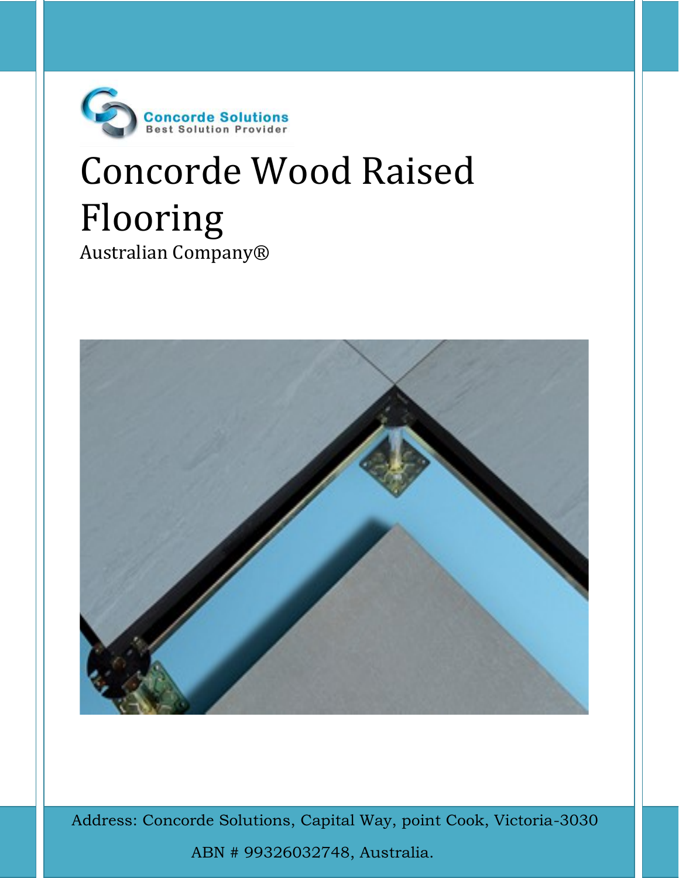Concorde Solutions
Best Solution Provider

# Concorde Wood Raised Flooring

Australian Company®

Address: Concorde Solutions, Capital Way, point Cook, Victoria-3030

ABN # 99326032748, Australia.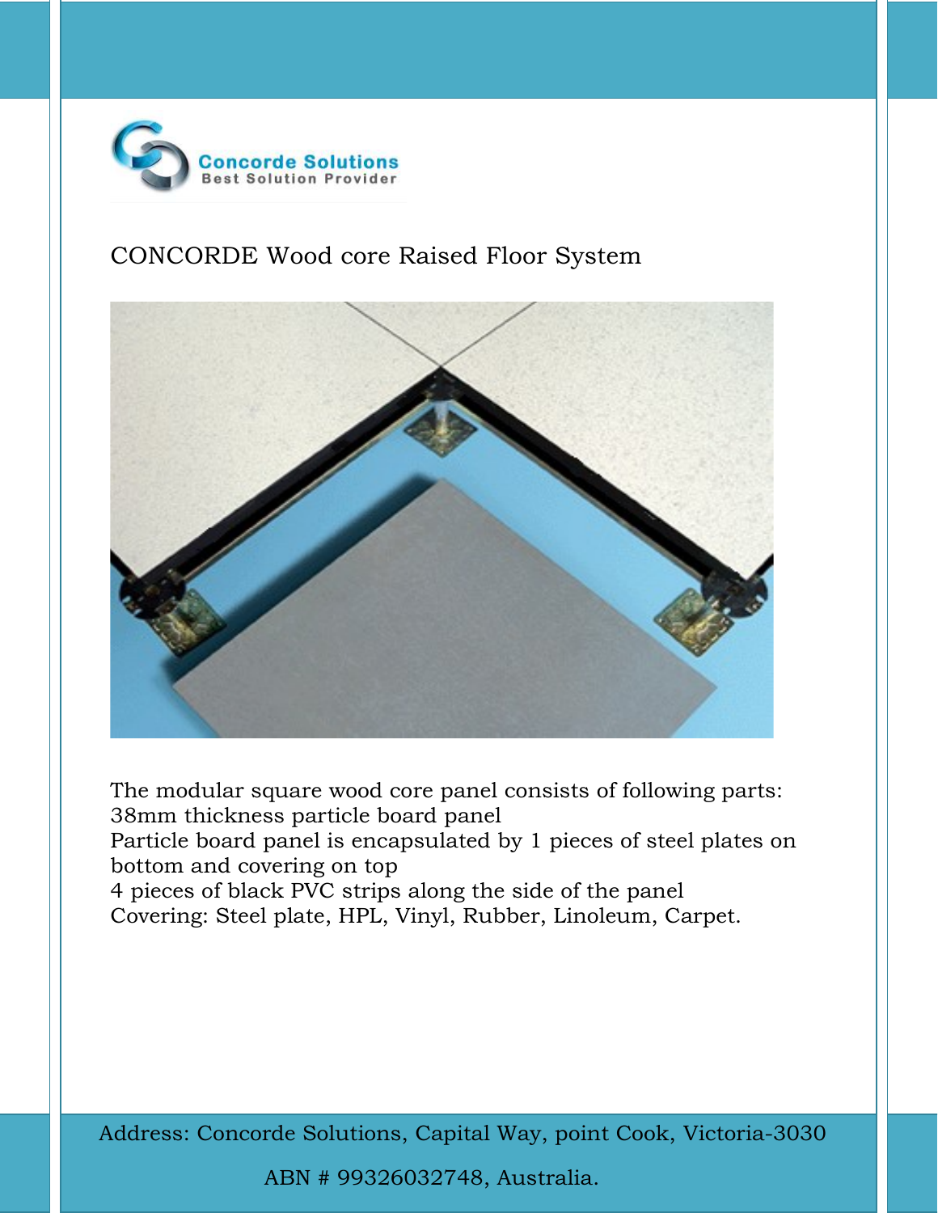Concorde Solutions
Best Solution Provider

## CONCORDE Wood core Raised Floor System

The modular square wood core panel consists of following parts:
38mm thickness particle board panel
Particle board panel is encapsulated by 1 pieces of steel plates on bottom and covering on top
4 pieces of black PVC strips along the side of the panel
Covering: Steel plate, HPL, Vinyl, Rubber, Linoleum, Carpet.

Address: Concorde Solutions, Capital Way, point Cook, Victoria-3030

ABN # 99326032748, Australia.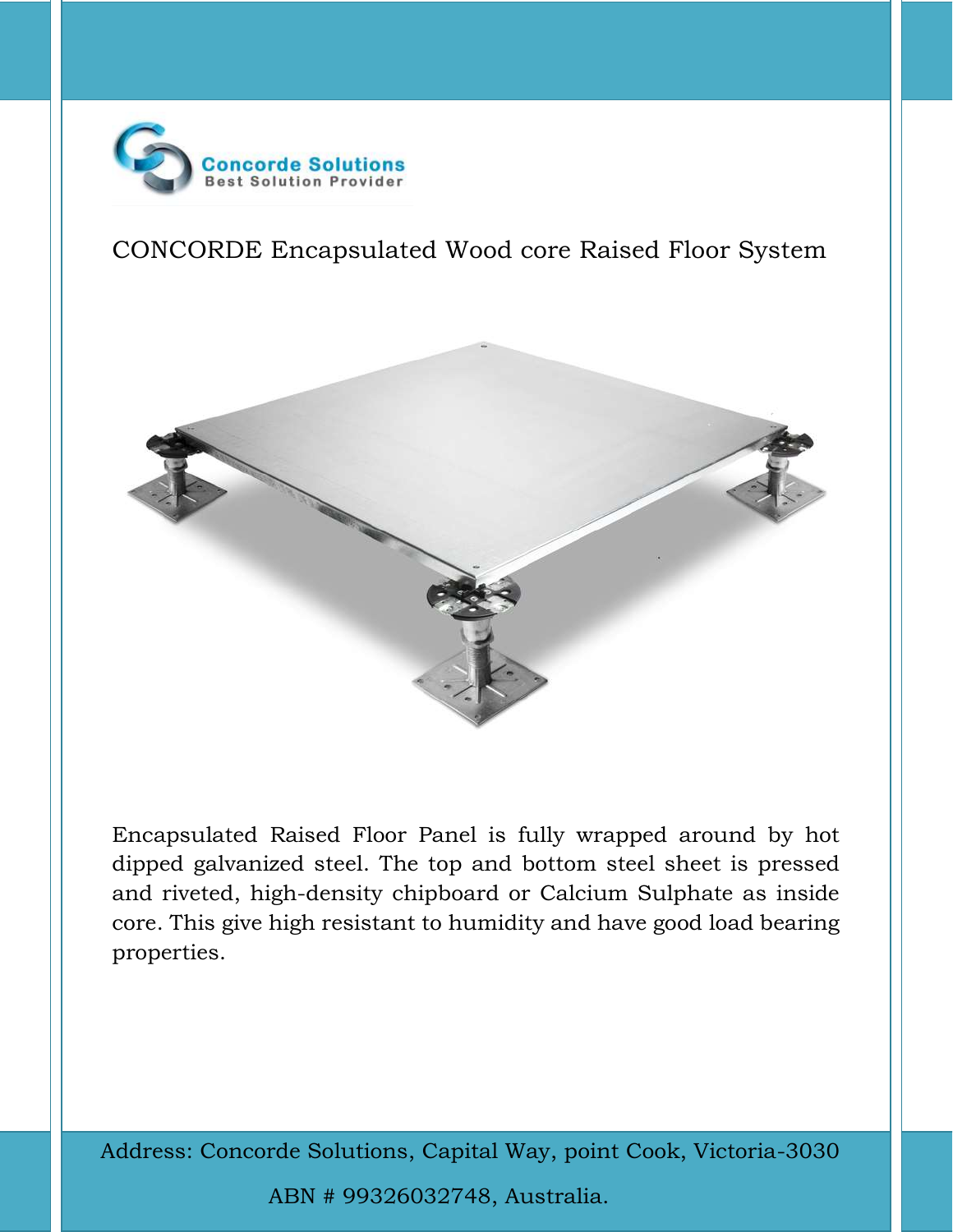Concorde Solutions
Best Solution Provider

# CONCORDE Encapsulated Wood core Raised Floor System

Encapsulated Raised Floor Panel is fully wrapped around by hot dipped galvanized steel. The top and bottom steel sheet is pressed and riveted, high-density chipboard or Calcium Sulphate as inside core. This give high resistant to humidity and have good load bearing properties.

Address: Concorde Solutions, Capital Way, point Cook, Victoria-3030

ABN # 99326032748, Australia.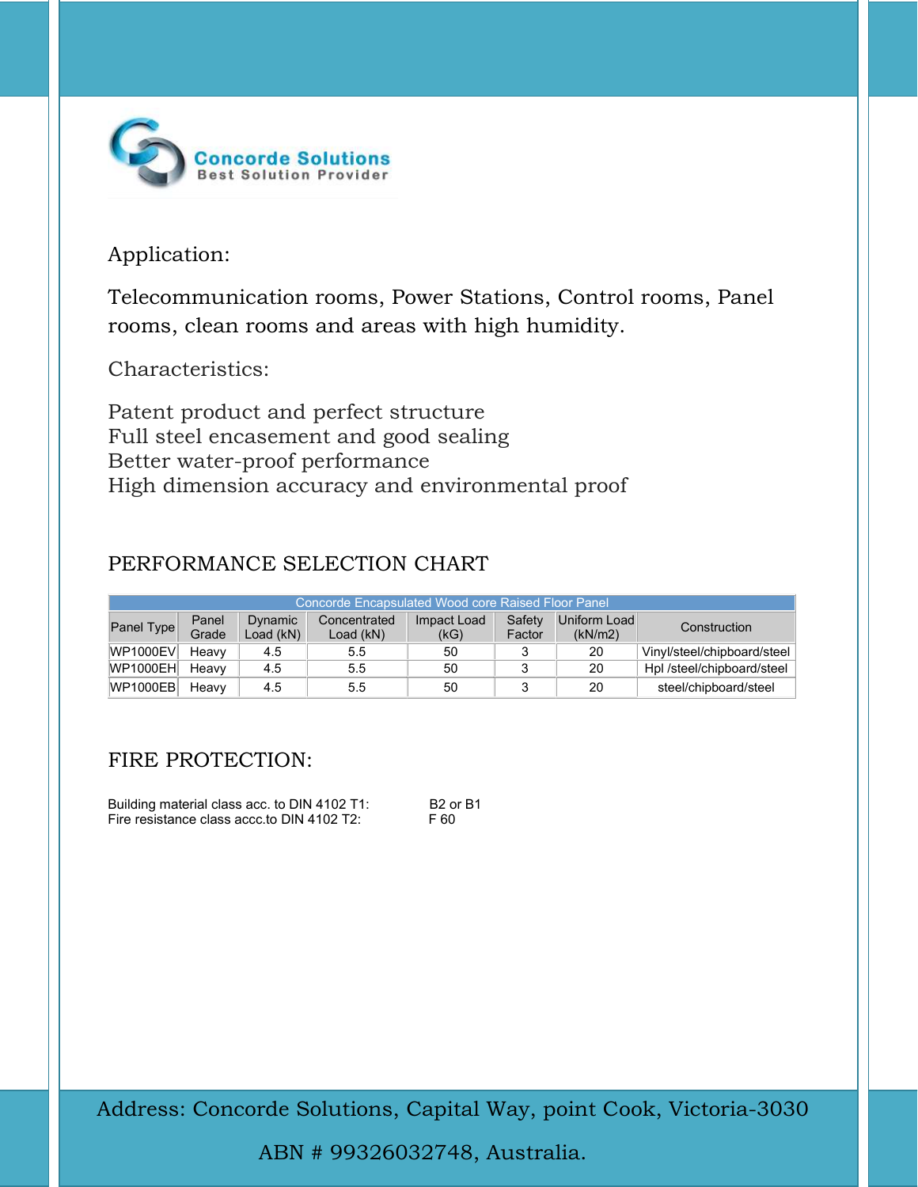Concorde Solutions
Best Solution Provider

Application:

Telecommunication rooms, Power Stations, Control rooms, Panel rooms, clean rooms and areas with high humidity.

Characteristics:

Patent product and perfect structure
Full steel encasement and good sealing
Better water-proof performance
High dimension accuracy and environmental proof

## PERFORMANCE SELECTION CHART

| Concorde Encapsulated Wood core Raised Floor Panel | | | | | | | |
|---|---|---|---|---|---|---|---|
| Panel Type | Panel Grade | Dynamic Load (kN) | Concentrated Load (kN) | Impact Load (kG) | Safety Factor | Uniform Load (kN/m2) | Construction |
| WP1000EV | Heavy | 4.5 | 5.5 | 50 | 3 | 20 | Vinyl/steel/chipboard/steel |
| WP1000EH | Heavy | 4.5 | 5.5 | 50 | 3 | 20 | Hpl /steel/chipboard/steel |
| WP1000EB | Heavy | 4.5 | 5.5 | 50 | 3 | 20 | steel/chipboard/steel |

## FIRE PROTECTION:

Building material class acc. to DIN 4102 T1: B2 or B1
Fire resistance class accc.to DIN 4102 T2: F 60

Address: Concorde Solutions, Capital Way, point Cook, Victoria-3030

ABN # 99326032748, Australia.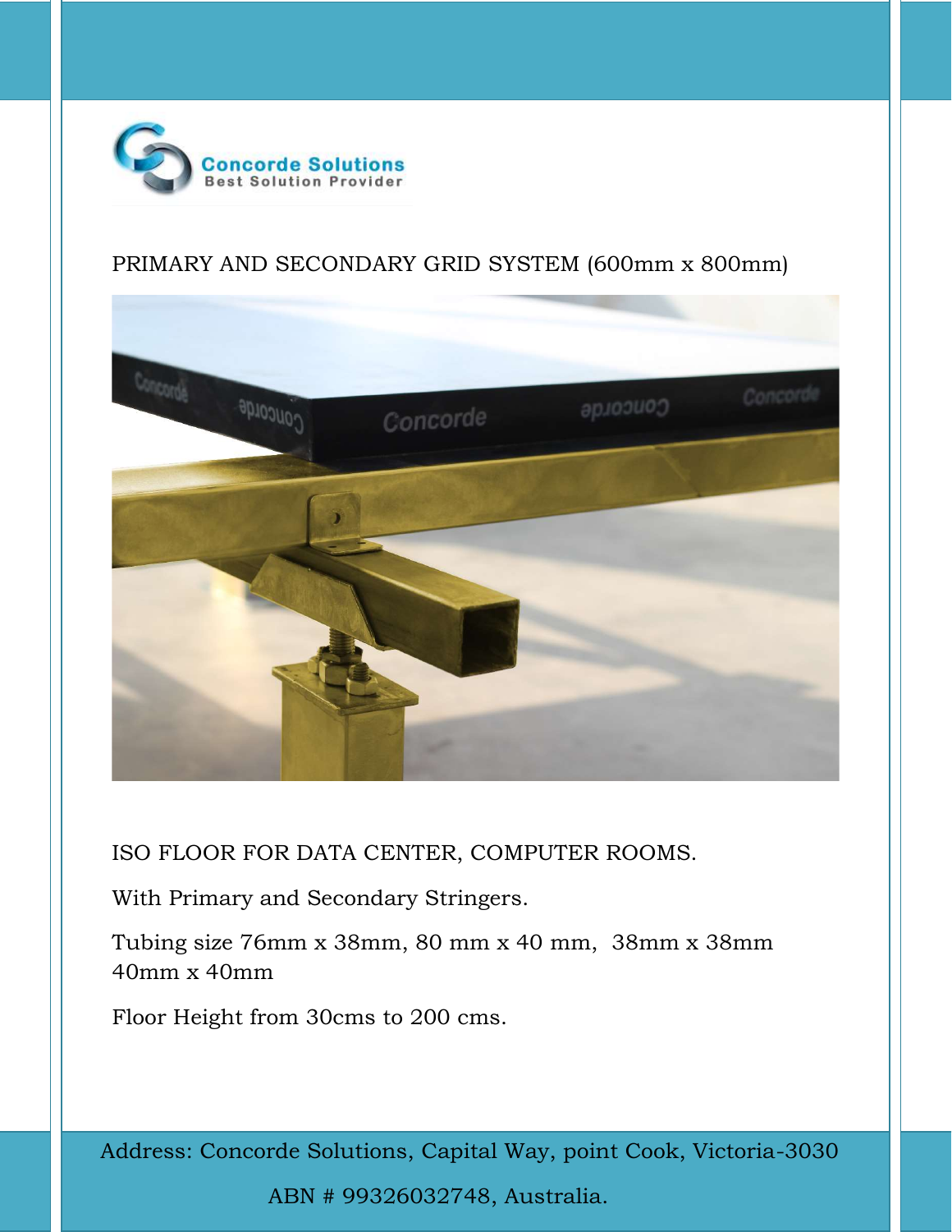Concorde Solutions
Best Solution Provider

PRIMARY AND SECONDARY GRID SYSTEM (600mm x 800mm)

ISO FLOOR FOR DATA CENTER, COMPUTER ROOMS.

With Primary and Secondary Stringers.

Tubing size 76mm x 38mm, 80 mm x 40 mm, 38mm x 38mm 40mm x 40mm

Floor Height from 30cms to 200 cms.

Address: Concorde Solutions, Capital Way, point Cook, Victoria-3030

ABN # 99326032748, Australia.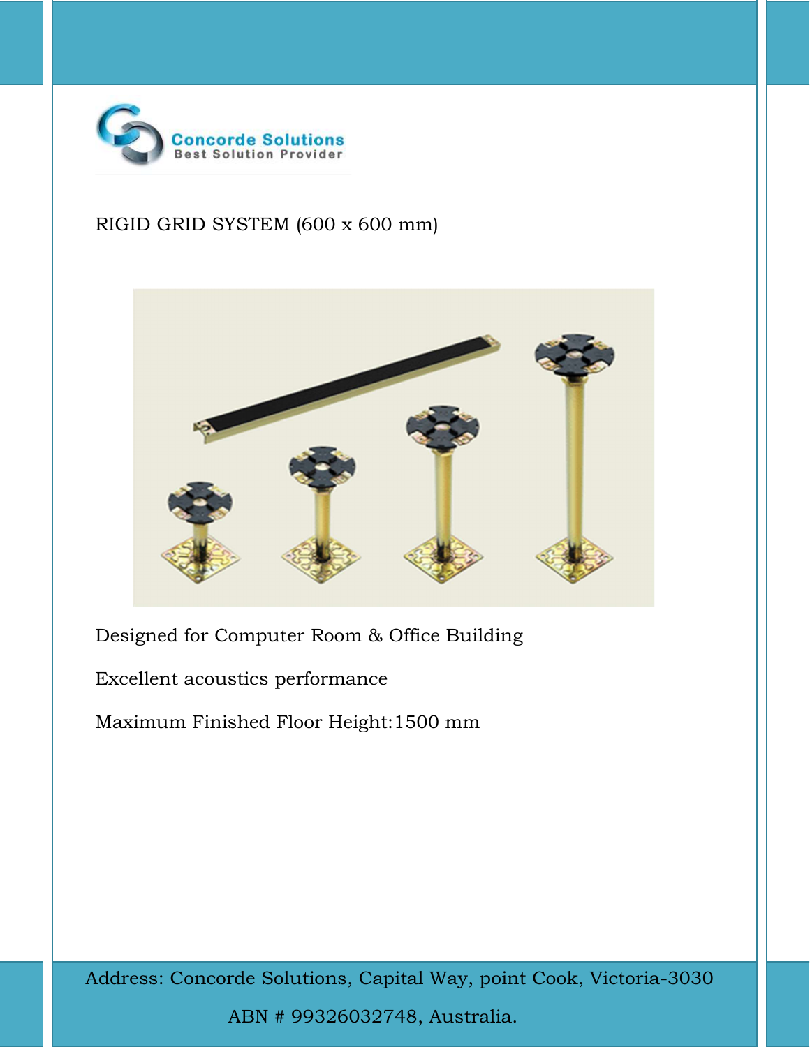Concorde Solutions
Best Solution Provider

RIGID GRID SYSTEM (600 x 600 mm)

Designed for Computer Room & Office Building

Excellent acoustics performance

Maximum Finished Floor Height:1500 mm

Address: Concorde Solutions, Capital Way, point Cook, Victoria-3030

ABN # 99326032748, Australia.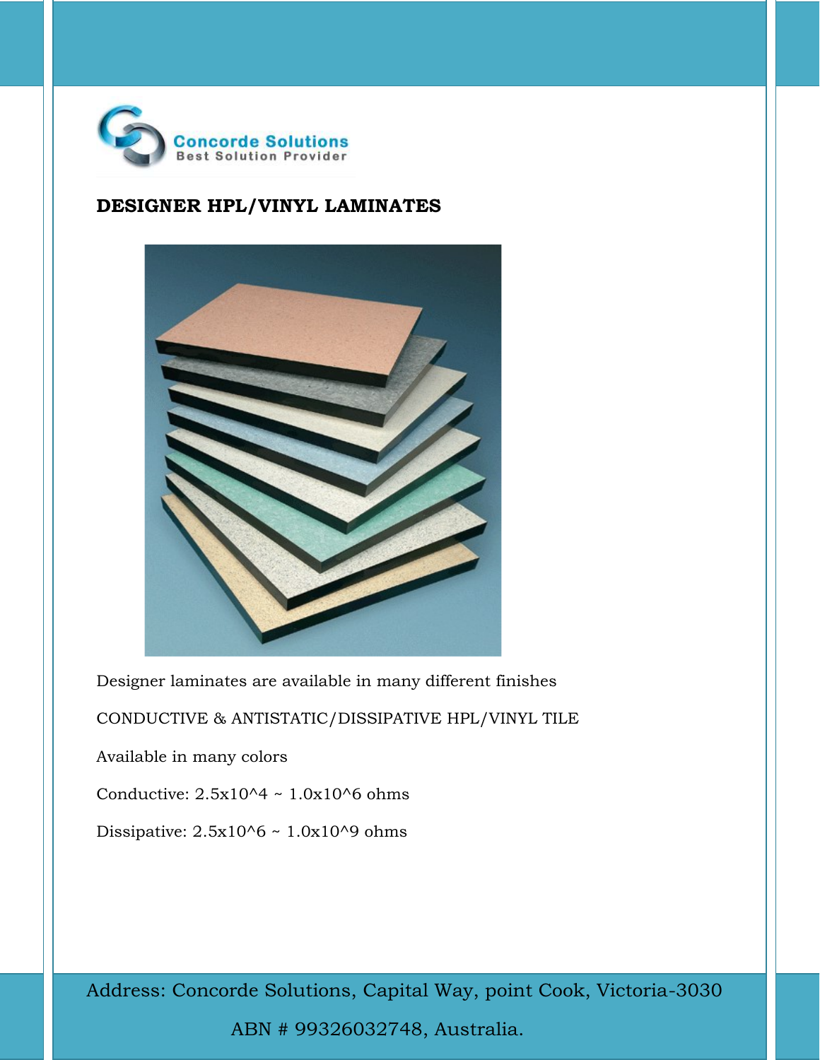Concorde Solutions
Best Solution Provider

## DESIGNER HPL/VINYL LAMINATES

Designer laminates are available in many different finishes

CONDUCTIVE & ANTISTATIC/DISSIPATIVE HPL/VINYL TILE

Available in many colors

Conductive: $2.5 \times 10^4 \sim 1.0 \times 10^6$ ohms

Dissipative: $2.5 \times 10^6 \sim 1.0 \times 10^9$ ohms

Address: Concorde Solutions, Capital Way, point Cook, Victoria-3030

ABN # 99326032748, Australia.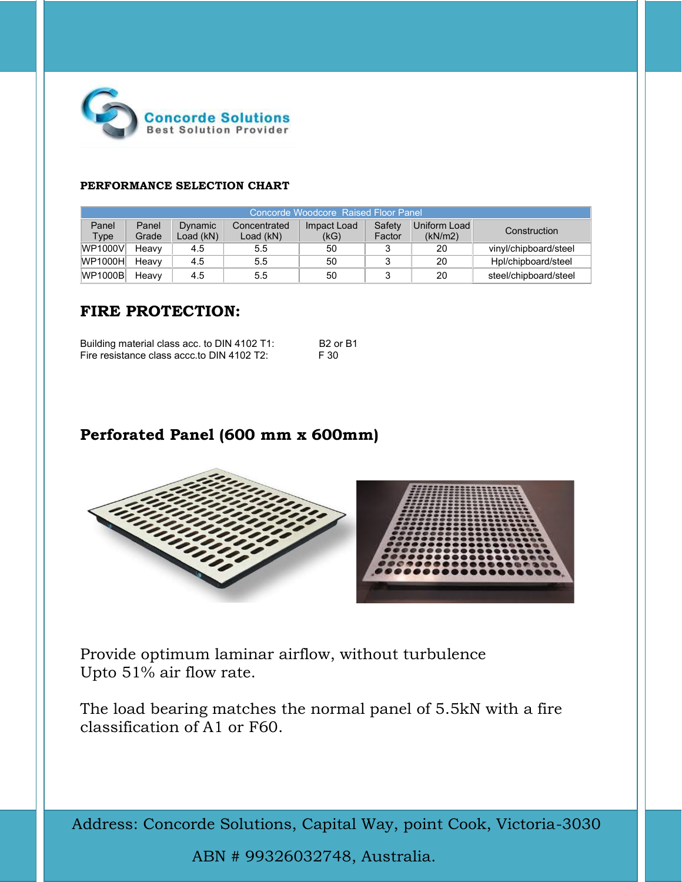Concorde Solutions
Best Solution Provider

**PERFORMANCE SELECTION CHART**

| Concorde Woodcore Raised Floor Panel | | | | | | | |
|---|---|---|---|---|---|---|---|
| Panel Type | Panel Grade | Dynamic Load (kN) | Concentrated Load (kN) | Impact Load (kG) | Safety Factor | Uniform Load (kN/m2) | Construction |
| WP1000V | Heavy | 4.5 | 5.5 | 50 | 3 | 20 | vinyl/chipboard/steel |
| WP1000H | Heavy | 4.5 | 5.5 | 50 | 3 | 20 | Hpl/chipboard/steel |
| WP1000B | Heavy | 4.5 | 5.5 | 50 | 3 | 20 | steel/chipboard/steel |

## FIRE PROTECTION:

Building material class acc. to DIN 4102 T1: B2 or B1
Fire resistance class accc.to DIN 4102 T2: F 30

## Perforated Panel (600 mm x 600mm)

Provide optimum laminar airflow, without turbulence
Upto 51% air flow rate.

The load bearing matches the normal panel of 5.5kN with a fire classification of A1 or F60.

Address: Concorde Solutions, Capital Way, point Cook, Victoria-3030

ABN # 99326032748, Australia.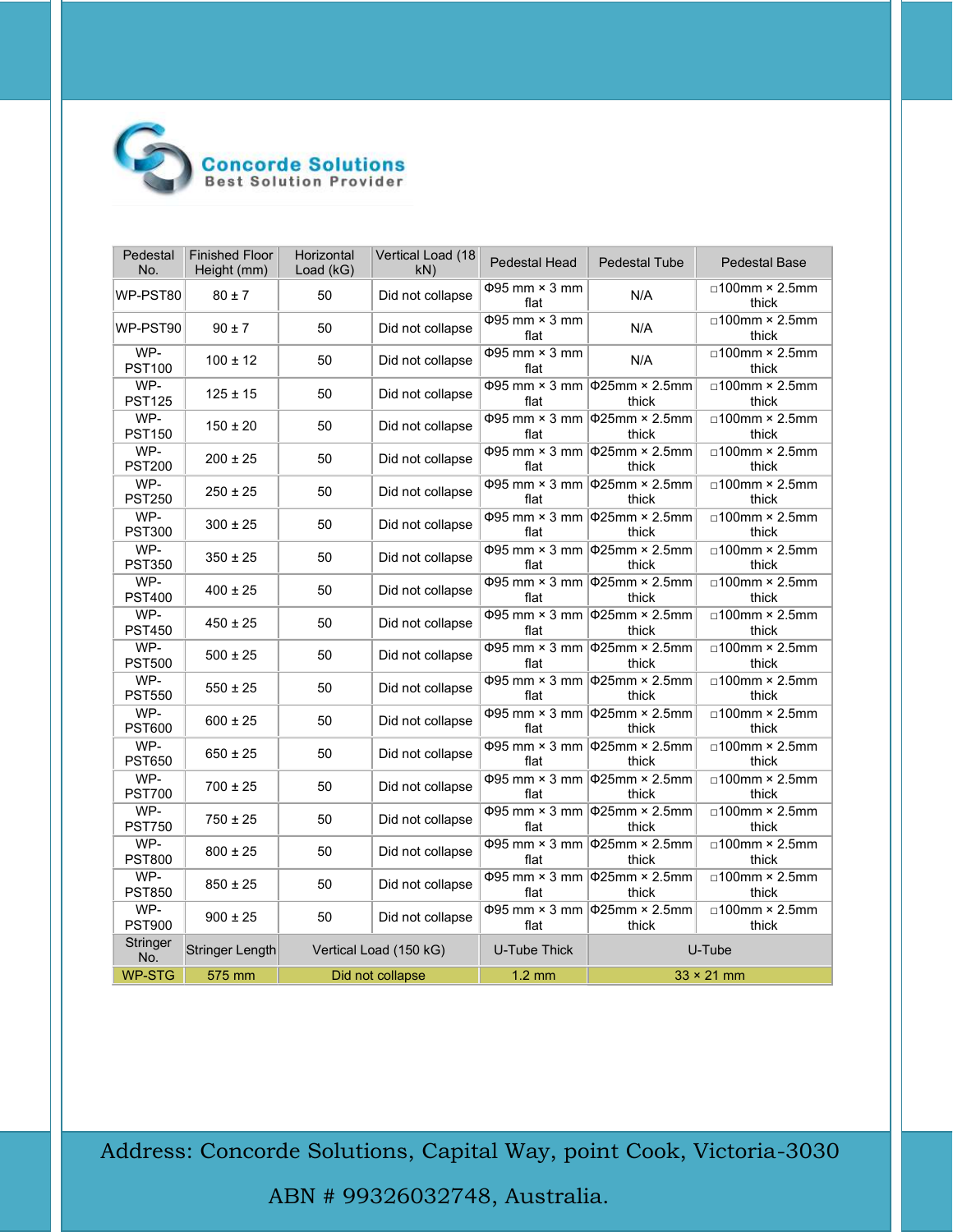**Concorde Solutions**
Best Solution Provider

| Pedestal No. | Finished Floor Height (mm) | Horizontal Load (kG) | Vertical Load (18 kN) | Pedestal Head | Pedestal Tube | Pedestal Base |
|---|---|---|---|---|---|---|
| WP-PST80 | 80 ± 7 | 50 | Did not collapse | Φ95 mm × 3 mm flat | N/A | □100mm × 2.5mm thick |
| WP-PST90 | 90 ± 7 | 50 | Did not collapse | Φ95 mm × 3 mm flat | N/A | □100mm × 2.5mm thick |
| WP-PST100 | 100 ± 12 | 50 | Did not collapse | Φ95 mm × 3 mm flat | N/A | □100mm × 2.5mm thick |
| WP-PST125 | 125 ± 15 | 50 | Did not collapse | Φ95 mm × 3 mm flat | Φ25mm × 2.5mm thick | □100mm × 2.5mm thick |
| WP-PST150 | 150 ± 20 | 50 | Did not collapse | Φ95 mm × 3 mm flat | Φ25mm × 2.5mm thick | □100mm × 2.5mm thick |
| WP-PST200 | 200 ± 25 | 50 | Did not collapse | Φ95 mm × 3 mm flat | Φ25mm × 2.5mm thick | □100mm × 2.5mm thick |
| WP-PST250 | 250 ± 25 | 50 | Did not collapse | Φ95 mm × 3 mm flat | Φ25mm × 2.5mm thick | □100mm × 2.5mm thick |
| WP-PST300 | 300 ± 25 | 50 | Did not collapse | Φ95 mm × 3 mm flat | Φ25mm × 2.5mm thick | □100mm × 2.5mm thick |
| WP-PST350 | 350 ± 25 | 50 | Did not collapse | Φ95 mm × 3 mm flat | Φ25mm × 2.5mm thick | □100mm × 2.5mm thick |
| WP-PST400 | 400 ± 25 | 50 | Did not collapse | Φ95 mm × 3 mm flat | Φ25mm × 2.5mm thick | □100mm × 2.5mm thick |
| WP-PST450 | 450 ± 25 | 50 | Did not collapse | Φ95 mm × 3 mm flat | Φ25mm × 2.5mm thick | □100mm × 2.5mm thick |
| WP-PST500 | 500 ± 25 | 50 | Did not collapse | Φ95 mm × 3 mm flat | Φ25mm × 2.5mm thick | □100mm × 2.5mm thick |
| WP-PST550 | 550 ± 25 | 50 | Did not collapse | Φ95 mm × 3 mm flat | Φ25mm × 2.5mm thick | □100mm × 2.5mm thick |
| WP-PST600 | 600 ± 25 | 50 | Did not collapse | Φ95 mm × 3 mm flat | Φ25mm × 2.5mm thick | □100mm × 2.5mm thick |
| WP-PST650 | 650 ± 25 | 50 | Did not collapse | Φ95 mm × 3 mm flat | Φ25mm × 2.5mm thick | □100mm × 2.5mm thick |
| WP-PST700 | 700 ± 25 | 50 | Did not collapse | Φ95 mm × 3 mm flat | Φ25mm × 2.5mm thick | □100mm × 2.5mm thick |
| WP-PST750 | 750 ± 25 | 50 | Did not collapse | Φ95 mm × 3 mm flat | Φ25mm × 2.5mm thick | □100mm × 2.5mm thick |
| WP-PST800 | 800 ± 25 | 50 | Did not collapse | Φ95 mm × 3 mm flat | Φ25mm × 2.5mm thick | □100mm × 2.5mm thick |
| WP-PST850 | 850 ± 25 | 50 | Did not collapse | Φ95 mm × 3 mm flat | Φ25mm × 2.5mm thick | □100mm × 2.5mm thick |
| WP-PST900 | 900 ± 25 | 50 | Did not collapse | Φ95 mm × 3 mm flat | Φ25mm × 2.5mm thick | □100mm × 2.5mm thick |
| **Stringer No.** | **Stringer Length** | **Vertical Load (150 kG)** | | **U-Tube Thick** | **U-Tube** | |
| WP-STG | 575 mm | Did not collapse | | 1.2 mm | 33 × 21 mm | |

Address: Concorde Solutions, Capital Way, point Cook, Victoria-3030

ABN # 99326032748, Australia.